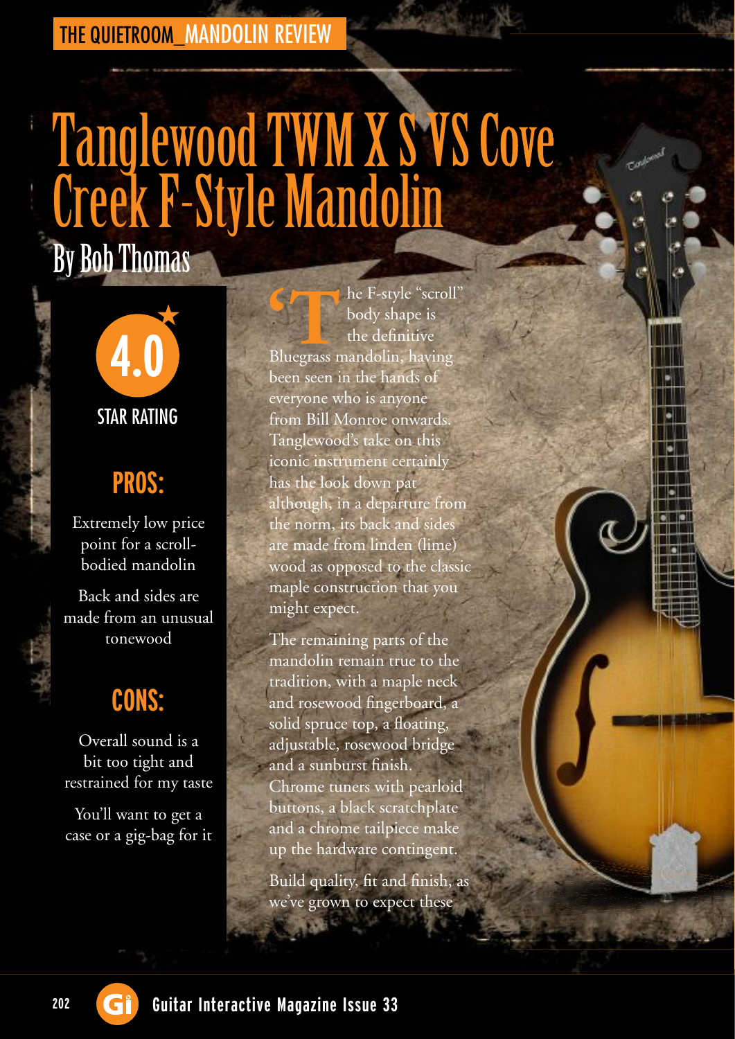THE QUIETROOM_MANDOLIN REVIEW

# Tanglewood TWM X S VS Cove Creek F-Style Mandolin

## By Bob Thomas

**4.0 STAR RATING**

### PROS:

Extremely low price point for a scroll-bodied mandolin

Back and sides are made from an unusual tonewood

### CONS:

Overall sound is a bit too tight and restrained for my taste

You'll want to get a case or a gig-bag for it

The F-style "scroll" body shape is the definitive Bluegrass mandolin, having been seen in the hands of everyone who is anyone from Bill Monroe onwards. Tanglewood's take on this iconic instrument certainly has the look down pat although, in a departure from the norm, its back and sides are made from linden (lime) wood as opposed to the classic maple construction that you might expect.

The remaining parts of the mandolin remain true to the tradition, with a maple neck and rosewood fingerboard, a solid spruce top, a floating, adjustable, rosewood bridge and a sunburst finish. Chrome tuners with pearloid buttons, a black scratchplate and a chrome tailpiece make up the hardware contingent.

Build quality, fit and finish, as we've grown to expect these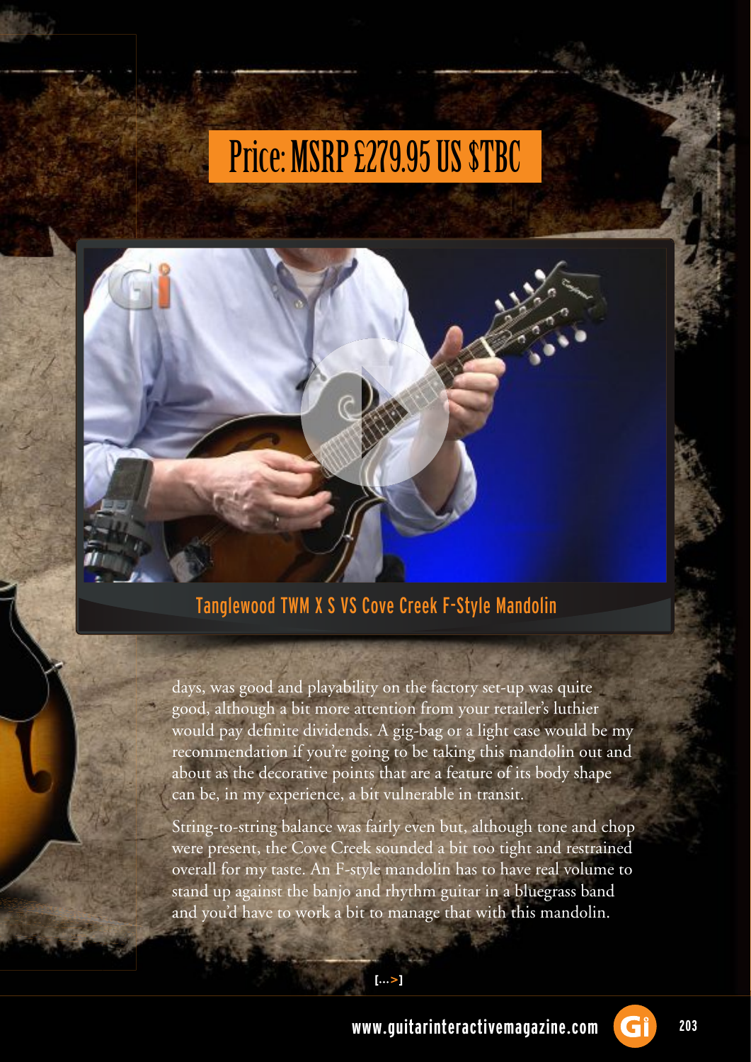Price: MSRP £279.95 US $TBC

Tanglewood TWM X S VS Cove Creek F-Style Mandolin

days, was good and playability on the factory set-up was quite good, although a bit more attention from your retailer's luthier would pay definite dividends. A gig-bag or a light case would be my recommendation if you're going to be taking this mandolin out and about as the decorative points that are a feature of its body shape can be, in my experience, a bit vulnerable in transit.

String-to-string balance was fairly even but, although tone and chop were present, the Cove Creek sounded a bit too tight and restrained overall for my taste. An F-style mandolin has to have real volume to stand up against the banjo and rhythm guitar in a bluegrass band and you'd have to work a bit to manage that with this mandolin.

[...>]